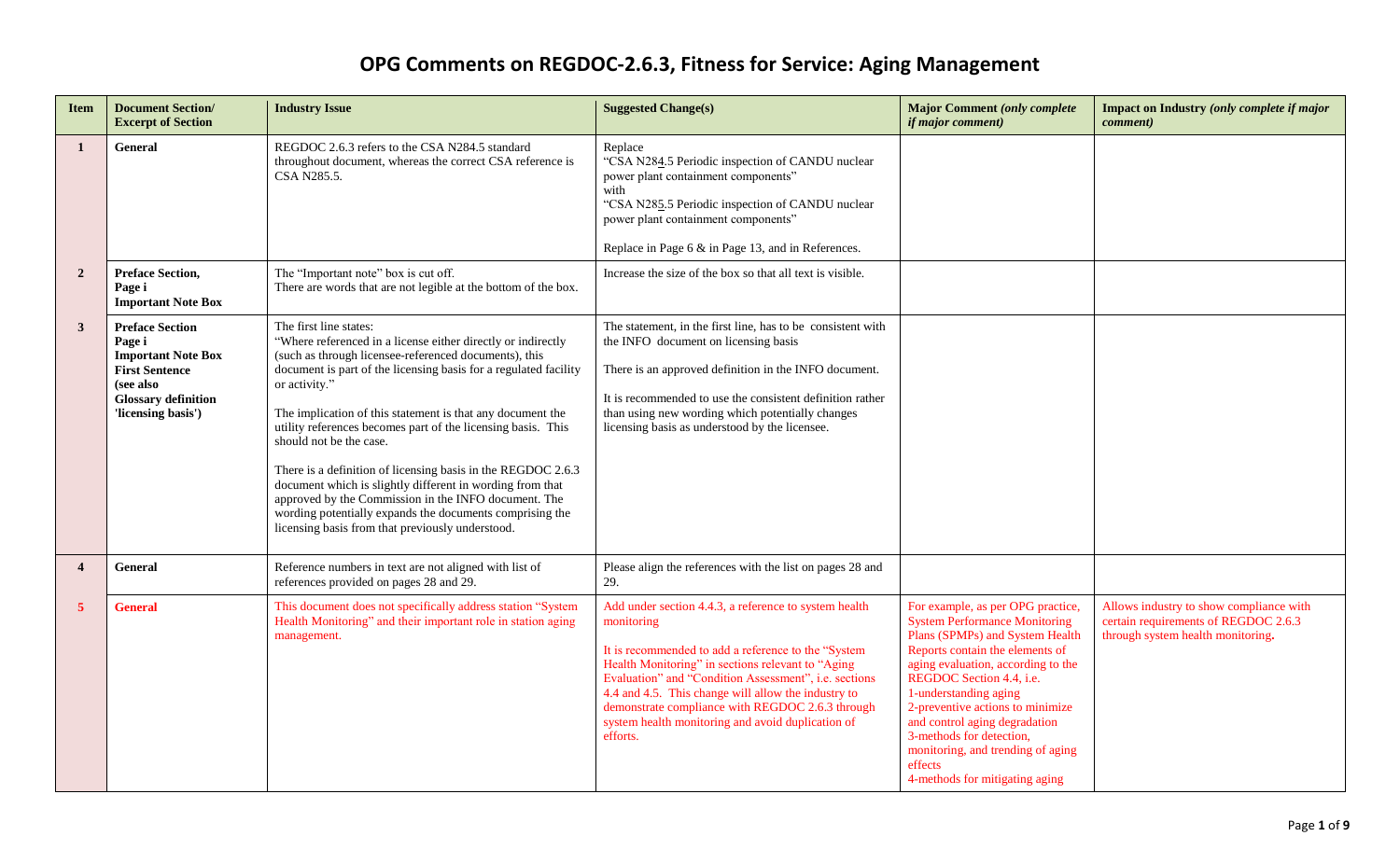# OPG Comments on REGDOC-2.6.3, Fitness for Service: Aging Management

| Item | Document Section/ Excerpt of Section | Industry Issue | Suggested Change(s) | Major Comment *(only complete if major comment)* | Impact on Industry *(only complete if major comment)* |
|---|---|---|---|---|---|
| **1** | **General** | REGDOC 2.6.3 refers to the CSA N284.5 standard throughout document, whereas the correct CSA reference is CSA N285.5. | Replace "CSA N284.5 Periodic inspection of CANDU nuclear power plant containment components" with "CSA N285.5 Periodic inspection of CANDU nuclear power plant containment components"<br><br>Replace in Page 6 & in Page 13, and in References. | | |
| **2** | **Preface Section, Page i Important Note Box** | The "Important note" box is cut off. There are words that are not legible at the bottom of the box. | Increase the size of the box so that all text is visible. | | |
| **3** | **Preface Section Page i Important Note Box First Sentence (see also Glossary definition 'licensing basis')** | The first line states: "Where referenced in a license either directly or indirectly (such as through licensee-referenced documents), this document is part of the licensing basis for a regulated facility or activity."<br><br>The implication of this statement is that any document the utility references becomes part of the licensing basis. This should not be the case.<br><br>There is a definition of licensing basis in the REGDOC 2.6.3 document which is slightly different in wording from that approved by the Commission in the INFO document. The wording potentially expands the documents comprising the licensing basis from that previously understood. | The statement, in the first line, has to be consistent with the INFO document on licensing basis<br><br>There is an approved definition in the INFO document.<br><br>It is recommended to use the consistent definition rather than using new wording which potentially changes licensing basis as understood by the licensee. | | |
| **4** | **General** | Reference numbers in text are not aligned with list of references provided on pages 28 and 29. | Please align the references with the list on pages 28 and 29. | | |
| **5** | **General** | This document does not specifically address station "System Health Monitoring" and their important role in station aging management. | Add under section 4.4.3, a reference to system health monitoring<br><br>It is recommended to add a reference to the "System Health Monitoring" in sections relevant to "Aging Evaluation" and "Condition Assessment", i.e. sections 4.4 and 4.5. This change will allow the industry to demonstrate compliance with REGDOC 2.6.3 through system health monitoring and avoid duplication of efforts. | For example, as per OPG practice, System Performance Monitoring Plans (SPMPs) and System Health Reports contain the elements of aging evaluation, according to the REGDOC Section 4.4, i.e.<br>1-understanding aging<br>2-preventive actions to minimize and control aging degradation<br>3-methods for detection, monitoring, and trending of aging effects<br>4-methods for mitigating aging | Allows industry to show compliance with certain requirements of REGDOC 2.6.3 through system health monitoring. |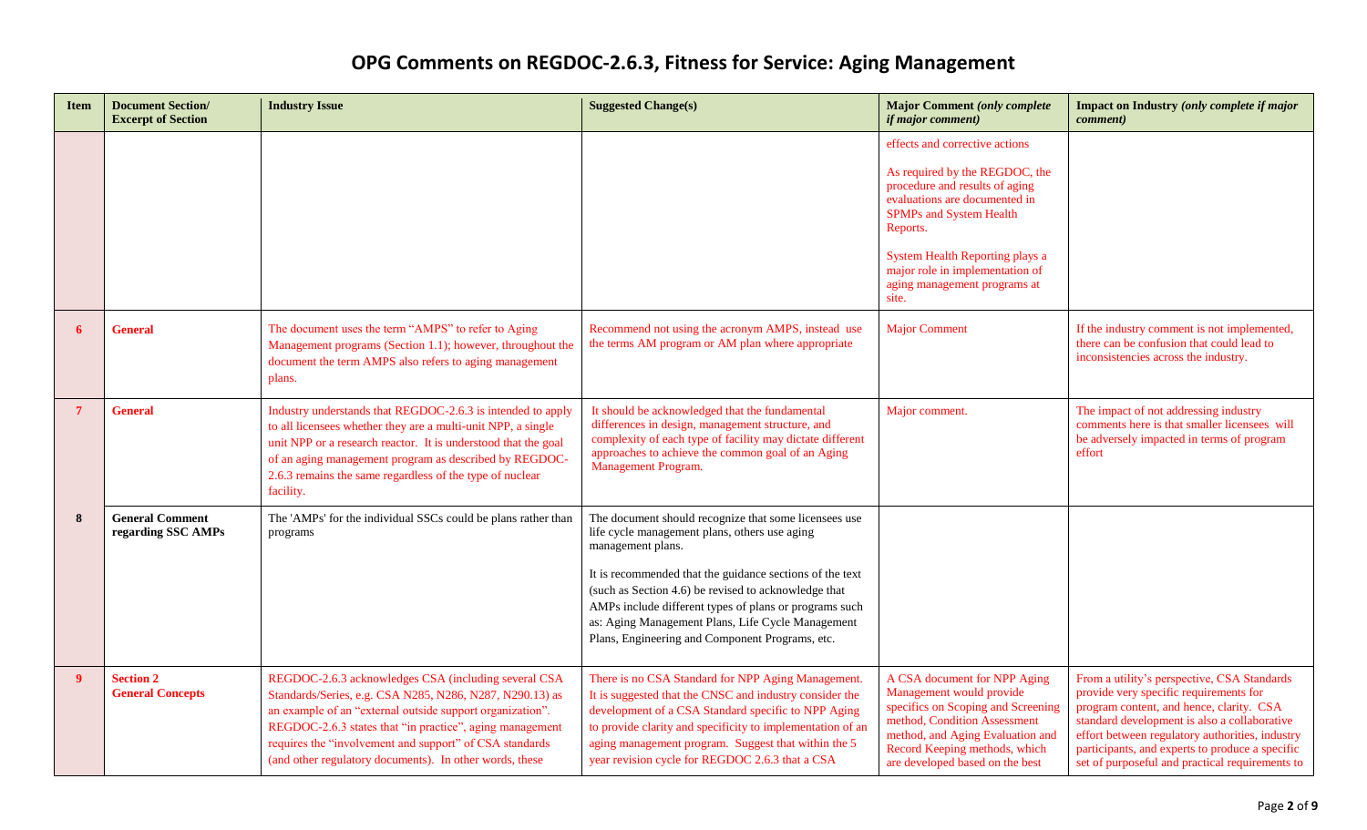# OPG Comments on REGDOC-2.6.3, Fitness for Service: Aging Management

| Item | Document Section/ Excerpt of Section | Industry Issue | Suggested Change(s) | Major Comment *(only complete if major comment)* | Impact on Industry *(only complete if major comment)* |
|---|---|---|---|---|---|
| | | | | effects and corrective actions<br><br>As required by the REGDOC, the procedure and results of aging evaluations are documented in SPMPs and System Health Reports.<br><br>System Health Reporting plays a major role in implementation of aging management programs at site. | |
| 6 | **General** | The document uses the term "AMPS" to refer to Aging Management programs (Section 1.1); however, throughout the document the term AMPS also refers to aging management plans. | Recommend not using the acronym AMPS, instead use the terms AM program or AM plan where appropriate | Major Comment | If the industry comment is not implemented, there can be confusion that could lead to inconsistencies across the industry. |
| 7 | **General** | Industry understands that REGDOC-2.6.3 is intended to apply to all licensees whether they are a multi-unit NPP, a single unit NPP or a research reactor. It is understood that the goal of an aging management program as described by REGDOC-2.6.3 remains the same regardless of the type of nuclear facility. | It should be acknowledged that the fundamental differences in design, management structure, and complexity of each type of facility may dictate different approaches to achieve the common goal of an Aging Management Program. | Major comment. | The impact of not addressing industry comments here is that smaller licensees will be adversely impacted in terms of program effort |
| 8 | **General Comment regarding SSC AMPs** | The 'AMPs' for the individual SSCs could be plans rather than programs | The document should recognize that some licensees use life cycle management plans, others use aging management plans.<br><br>It is recommended that the guidance sections of the text (such as Section 4.6) be revised to acknowledge that AMPs include different types of plans or programs such as: Aging Management Plans, Life Cycle Management Plans, Engineering and Component Programs, etc. | | |
| 9 | **Section 2 General Concepts** | REGDOC-2.6.3 acknowledges CSA (including several CSA Standards/Series, e.g. CSA N285, N286, N287, N290.13) as an example of an "external outside support organization". REGDOC-2.6.3 states that "in practice", aging management requires the "involvement and support" of CSA standards (and other regulatory documents). In other words, these | There is no CSA Standard for NPP Aging Management. It is suggested that the CNSC and industry consider the development of a CSA Standard specific to NPP Aging to provide clarity and specificity to implementation of an aging management program. Suggest that within the 5 year revision cycle for REGDOC 2.6.3 that a CSA | A CSA document for NPP Aging Management would provide specifics on Scoping and Screening method, Condition Assessment method, and Aging Evaluation and Record Keeping methods, which are developed based on the best | From a utility's perspective, CSA Standards provide very specific requirements for program content, and hence, clarity. CSA standard development is also a collaborative effort between regulatory authorities, industry participants, and experts to produce a specific set of purposeful and practical requirements to |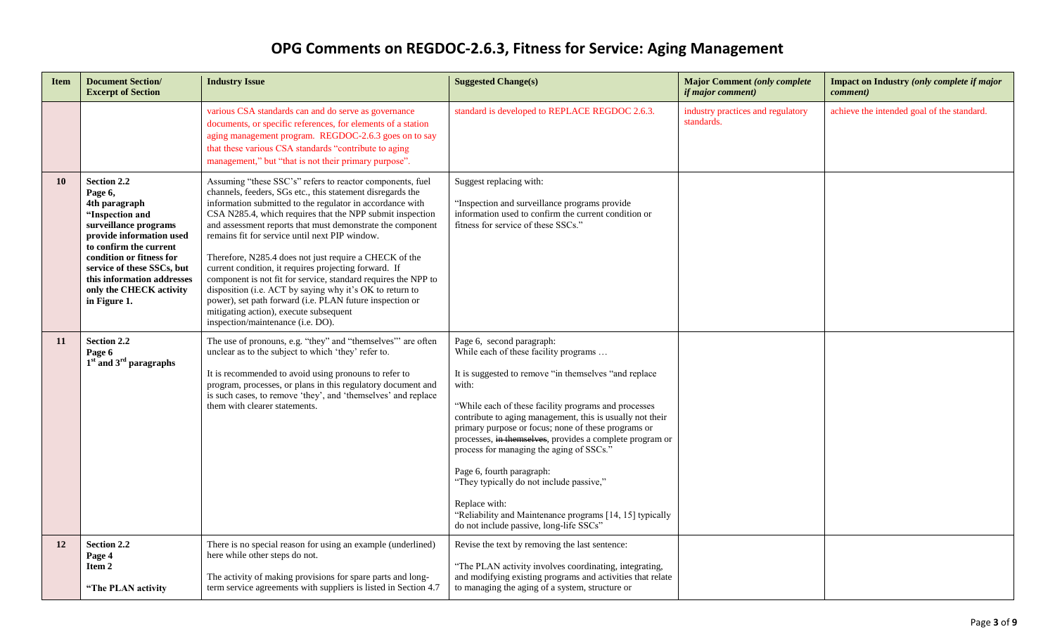# OPG Comments on REGDOC-2.6.3, Fitness for Service: Aging Management

| Item | Document Section/ Excerpt of Section | Industry Issue | Suggested Change(s) | Major Comment *(only complete if major comment)* | Impact on Industry *(only complete if major comment)* |
|---|---|---|---|---|---|
| | | various CSA standards can and do serve as governance documents, or specific references, for elements of a station aging management program. REGDOC-2.6.3 goes on to say that these various CSA standards "contribute to aging management," but "that is not their primary purpose". | standard is developed to REPLACE REGDOC 2.6.3. | industry practices and regulatory standards. | achieve the intended goal of the standard. |
| **10** | **Section 2.2** **Page 6,** **4th paragraph** **"Inspection and surveillance programs provide information used to confirm the current condition or fitness for service of these SSCs, but this information addresses only the CHECK activity in Figure 1.** | Assuming "these SSC's" refers to reactor components, fuel channels, feeders, SGs etc., this statement disregards the information submitted to the regulator in accordance with CSA N285.4, which requires that the NPP submit inspection and assessment reports that must demonstrate the component remains fit for service until next PIP window.<br><br>Therefore, N285.4 does not just require a CHECK of the current condition, it requires projecting forward. If component is not fit for service, standard requires the NPP to disposition (i.e. ACT by saying why it's OK to return to power), set path forward (i.e. PLAN future inspection or mitigating action), execute subsequent inspection/maintenance (i.e. DO). | Suggest replacing with:<br><br>"Inspection and surveillance programs provide information used to confirm the current condition or fitness for service of these SSCs." | | |
| **11** | **Section 2.2** **Page 6** **1st and 3rd paragraphs** | The use of pronouns, e.g. "they" and "themselves"' are often unclear as to the subject to which 'they' refer to.<br><br>It is recommended to avoid using pronouns to refer to program, processes, or plans in this regulatory document and is such cases, to remove 'they', and 'themselves' and replace them with clearer statements. | Page 6, second paragraph:<br>While each of these facility programs …<br><br>It is suggested to remove "in themselves "and replace with:<br><br>"While each of these facility programs and processes contribute to aging management, this is usually not their primary purpose or focus; none of these programs or processes, ~~in themselves~~, provides a complete program or process for managing the aging of SSCs."<br><br>Page 6, fourth paragraph:<br>"They typically do not include passive,"<br><br>Replace with:<br>"Reliability and Maintenance programs [14, 15] typically do not include passive, long-life SSCs" | | |
| **12** | **Section 2.2** **Page 4** **Item 2**<br><br>**"The PLAN activity** | There is no special reason for using an example (underlined) here while other steps do not.<br><br>The activity of making provisions for spare parts and long-term service agreements with suppliers is listed in Section 4.7 | Revise the text by removing the last sentence:<br><br>"The PLAN activity involves coordinating, integrating, and modifying existing programs and activities that relate to managing the aging of a system, structure or | | |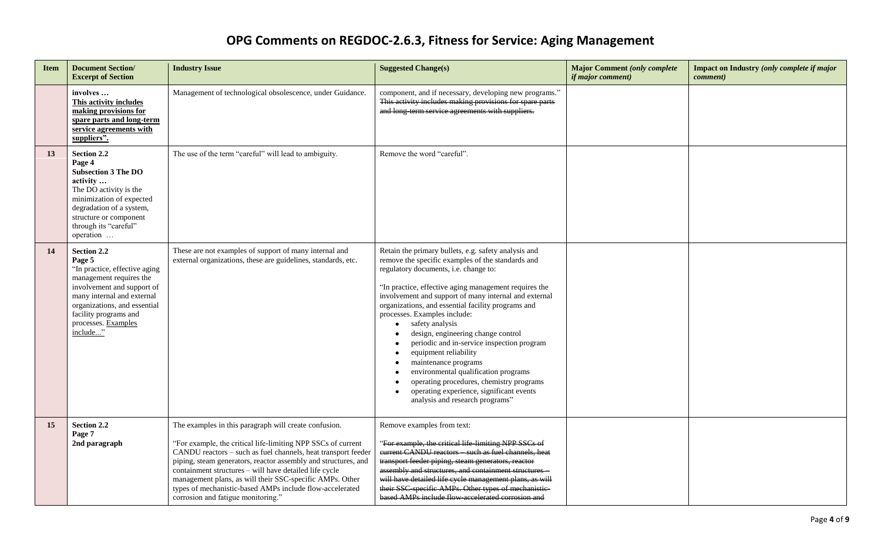# OPG Comments on REGDOC-2.6.3, Fitness for Service: Aging Management

| Item | Document Section/ Excerpt of Section | Industry Issue | Suggested Change(s) | Major Comment *(only complete if major comment)* | Impact on Industry *(only complete if major comment)* |
|---|---|---|---|---|---|
| | **involves …** **<u>This activity includes making provisions for spare parts and long-term service agreements with suppliers".</u>** | Management of technological obsolescence, under Guidance. | component, and if necessary, developing new programs." ~~This activity includes making provisions for spare parts and long-term service agreements with suppliers.~~ | | |
| **13** | **Section 2.2** **Page 4** **Subsection 3 The DO activity …** The DO activity is the minimization of expected degradation of a system, structure or component through its "careful" operation … | The use of the term "careful" will lead to ambiguity. | Remove the word "careful". | | |
| **14** | **Section 2.2** **Page 5** "In practice, effective aging management requires the involvement and support of many internal and external organizations, and essential facility programs and processes. <u>Examples include...</u>" | These are not examples of support of many internal and external organizations, these are guidelines, standards, etc. | Retain the primary bullets, e.g. safety analysis and remove the specific examples of the standards and regulatory documents, i.e. change to:<br><br>"In practice, effective aging management requires the involvement and support of many internal and external organizations, and essential facility programs and processes. Examples include:<br>• safety analysis<br>• design, engineering change control<br>• periodic and in-service inspection program<br>• equipment reliability<br>• maintenance programs<br>• environmental qualification programs<br>• operating procedures, chemistry programs<br>• operating experience, significant events analysis and research programs" | | |
| **15** | **Section 2.2** **Page 7** **2nd paragraph** | The examples in this paragraph will create confusion.<br><br>"For example, the critical life-limiting NPP SSCs of current CANDU reactors – such as fuel channels, heat transport feeder piping, steam generators, reactor assembly and structures, and containment structures – will have detailed life cycle management plans, as will their SSC-specific AMPs. Other types of mechanistic-based AMPs include flow-accelerated corrosion and fatigue monitoring." | Remove examples from text:<br><br>~~"For example, the critical life-limiting NPP SSCs of current CANDU reactors – such as fuel channels, heat transport feeder piping, steam generators, reactor assembly and structures, and containment structures – will have detailed life cycle management plans, as will their SSC-specific AMPs. Other types of mechanistic-based AMPs include flow-accelerated corrosion and~~ | | |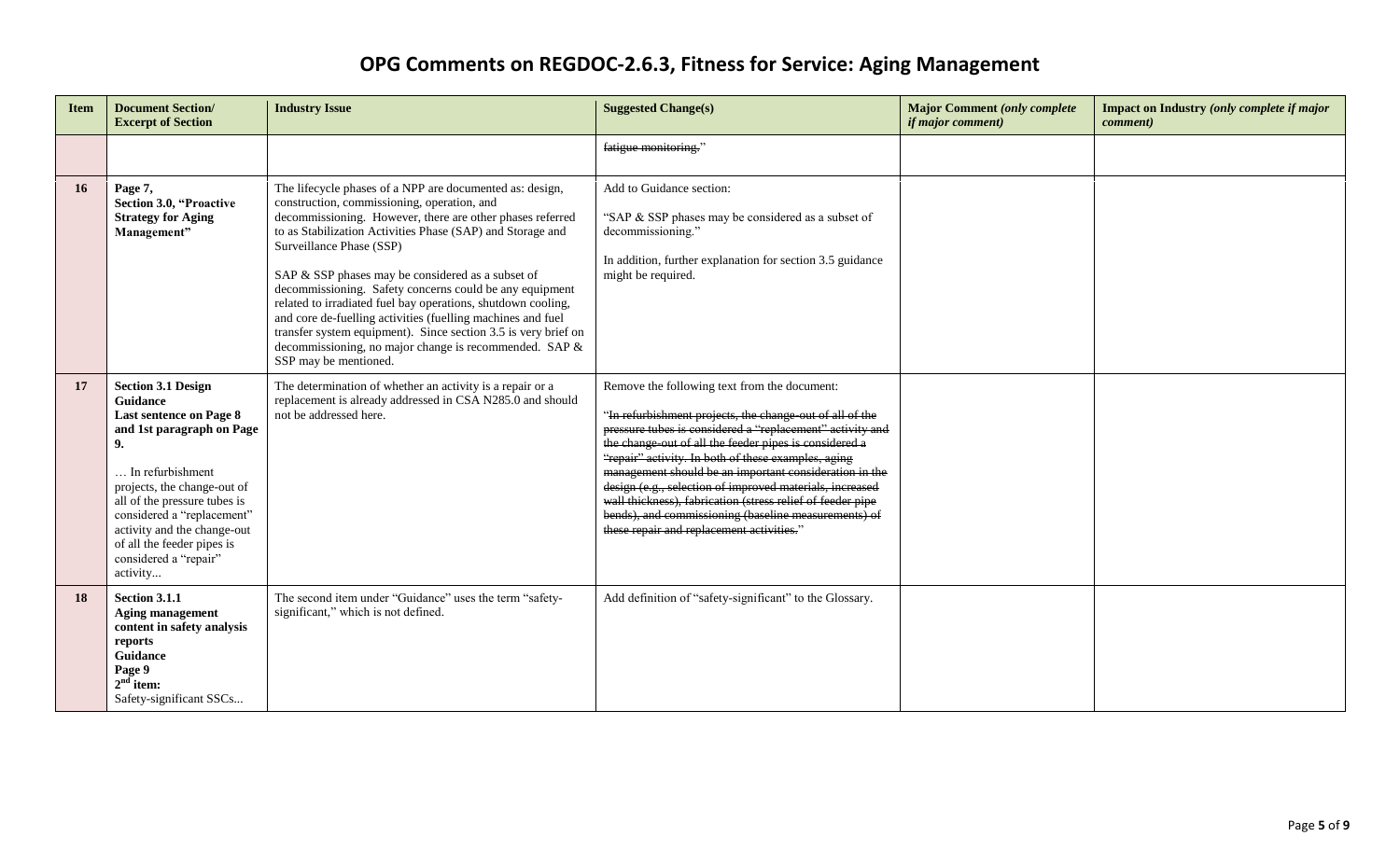# OPG Comments on REGDOC-2.6.3, Fitness for Service: Aging Management

| Item | Document Section/ Excerpt of Section | Industry Issue | Suggested Change(s) | Major Comment *(only complete if major comment)* | Impact on Industry *(only complete if major comment)* |
|---|---|---|---|---|---|
| | | | ~~fatigue monitoring.~~" | | |
| **16** | **Page 7, Section 3.0, "Proactive Strategy for Aging Management"** | The lifecycle phases of a NPP are documented as: design, construction, commissioning, operation, and decommissioning. However, there are other phases referred to as Stabilization Activities Phase (SAP) and Storage and Surveillance Phase (SSP)<br><br>SAP & SSP phases may be considered as a subset of decommissioning. Safety concerns could be any equipment related to irradiated fuel bay operations, shutdown cooling, and core de-fuelling activities (fuelling machines and fuel transfer system equipment). Since section 3.5 is very brief on decommissioning, no major change is recommended. SAP & SSP may be mentioned. | Add to Guidance section:<br><br>"SAP & SSP phases may be considered as a subset of decommissioning."<br><br>In addition, further explanation for section 3.5 guidance might be required. | | |
| **17** | **Section 3.1 Design Guidance Last sentence on Page 8 and 1st paragraph on Page 9.**<br><br>… In refurbishment projects, the change-out of all of the pressure tubes is considered a "replacement" activity and the change-out of all the feeder pipes is considered a "repair" activity... | The determination of whether an activity is a repair or a replacement is already addressed in CSA N285.0 and should not be addressed here. | Remove the following text from the document:<br><br>"~~In refurbishment projects, the change-out of all of the pressure tubes is considered a "replacement" activity and the change-out of all the feeder pipes is considered a "repair" activity. In both of these examples, aging management should be an important consideration in the design (e.g., selection of improved materials, increased wall thickness), fabrication (stress relief of feeder pipe bends), and commissioning (baseline measurements) of these repair and replacement activities.~~" | | |
| **18** | **Section 3.1.1 Aging management content in safety analysis reports Guidance Page 9 2nd item:**<br>Safety-significant SSCs... | The second item under "Guidance" uses the term "safety-significant," which is not defined. | Add definition of "safety-significant" to the Glossary. | | |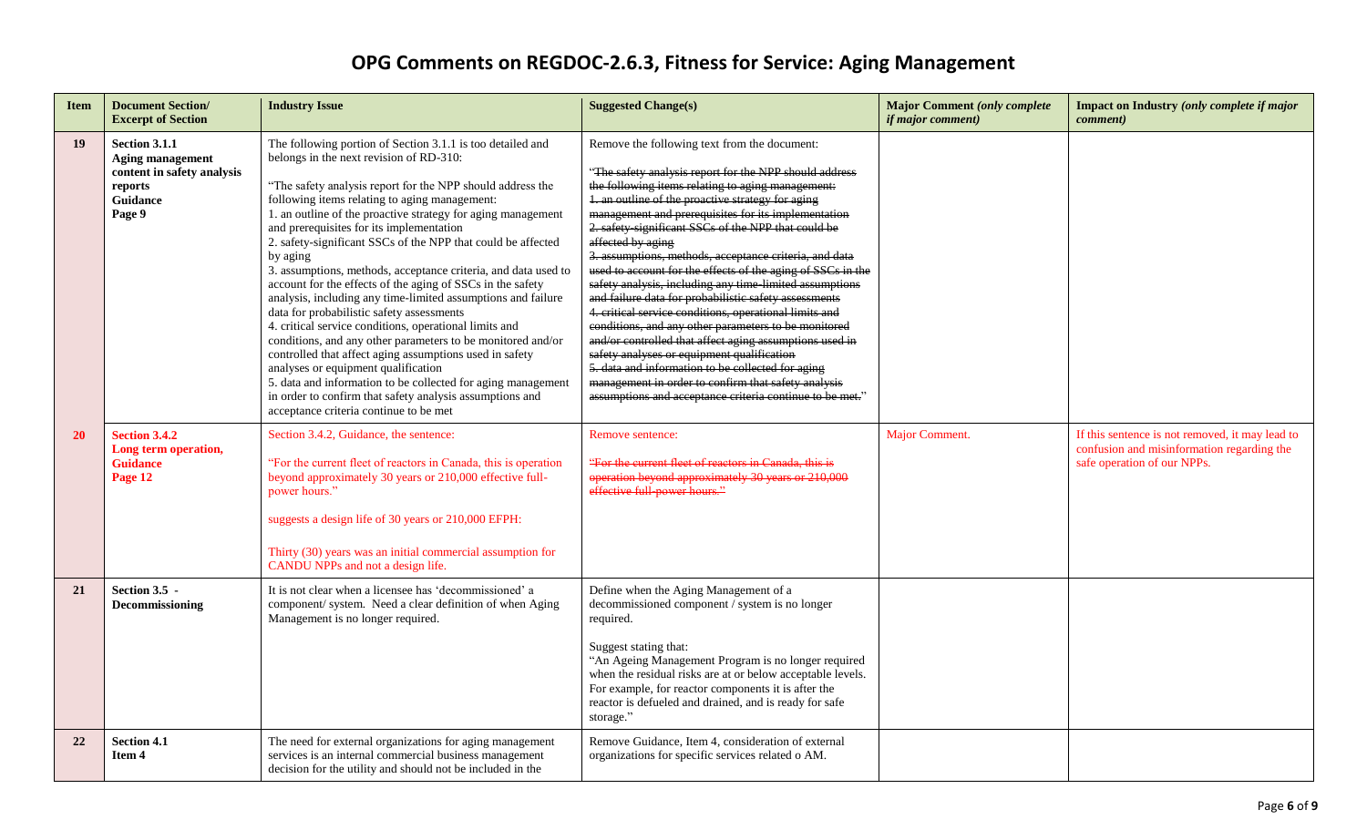# OPG Comments on REGDOC-2.6.3, Fitness for Service: Aging Management

| Item | Document Section/ Excerpt of Section | Industry Issue | Suggested Change(s) | Major Comment *(only complete if major comment)* | Impact on Industry *(only complete if major comment)* |
|---|---|---|---|---|---|
| 19 | **Section 3.1.1 Aging management content in safety analysis reports Guidance Page 9** | The following portion of Section 3.1.1 is too detailed and belongs in the next revision of RD-310:<br><br>"The safety analysis report for the NPP should address the following items relating to aging management:<br>1. an outline of the proactive strategy for aging management and prerequisites for its implementation<br>2. safety-significant SSCs of the NPP that could be affected by aging<br>3. assumptions, methods, acceptance criteria, and data used to account for the effects of the aging of SSCs in the safety analysis, including any time-limited assumptions and failure data for probabilistic safety assessments<br>4. critical service conditions, operational limits and conditions, and any other parameters to be monitored and/or controlled that affect aging assumptions used in safety analyses or equipment qualification<br>5. data and information to be collected for aging management in order to confirm that safety analysis assumptions and acceptance criteria continue to be met | Remove the following text from the document:<br><br>"~~The safety analysis report for the NPP should address the following items relating to aging management:~~<br>~~1. an outline of the proactive strategy for aging management and prerequisites for its implementation~~<br>~~2. safety-significant SSCs of the NPP that could be affected by aging~~<br>~~3. assumptions, methods, acceptance criteria, and data used to account for the effects of the aging of SSCs in the safety analysis, including any time-limited assumptions and failure data for probabilistic safety assessments~~<br>~~4. critical service conditions, operational limits and conditions, and any other parameters to be monitored and/or controlled that affect aging assumptions used in safety analyses or equipment qualification~~<br>~~5. data and information to be collected for aging management in order to confirm that safety analysis assumptions and acceptance criteria continue to be met.~~" | | |
| **20** | **Section 3.4.2 Long term operation, Guidance Page 12** | Section 3.4.2, Guidance, the sentence:<br><br>"For the current fleet of reactors in Canada, this is operation beyond approximately 30 years or 210,000 effective full-power hours."<br><br>suggests a design life of 30 years or 210,000 EFPH:<br><br>Thirty (30) years was an initial commercial assumption for CANDU NPPs and not a design life. | Remove sentence:<br><br>"~~For the current fleet of reactors in Canada, this is operation beyond approximately 30 years or 210,000 effective full-power hours.~~" | Major Comment. | If this sentence is not removed, it may lead to confusion and misinformation regarding the safe operation of our NPPs. |
| 21 | **Section 3.5 - Decommissioning** | It is not clear when a licensee has 'decommissioned' a component/ system. Need a clear definition of when Aging Management is no longer required. | Define when the Aging Management of a decommissioned component / system is no longer required.<br><br>Suggest stating that:<br>"An Ageing Management Program is no longer required when the residual risks are at or below acceptable levels. For example, for reactor components it is after the reactor is defueled and drained, and is ready for safe storage." | | |
| 22 | **Section 4.1 Item 4** | The need for external organizations for aging management services is an internal commercial business management decision for the utility and should not be included in the | Remove Guidance, Item 4, consideration of external organizations for specific services related o AM. | | |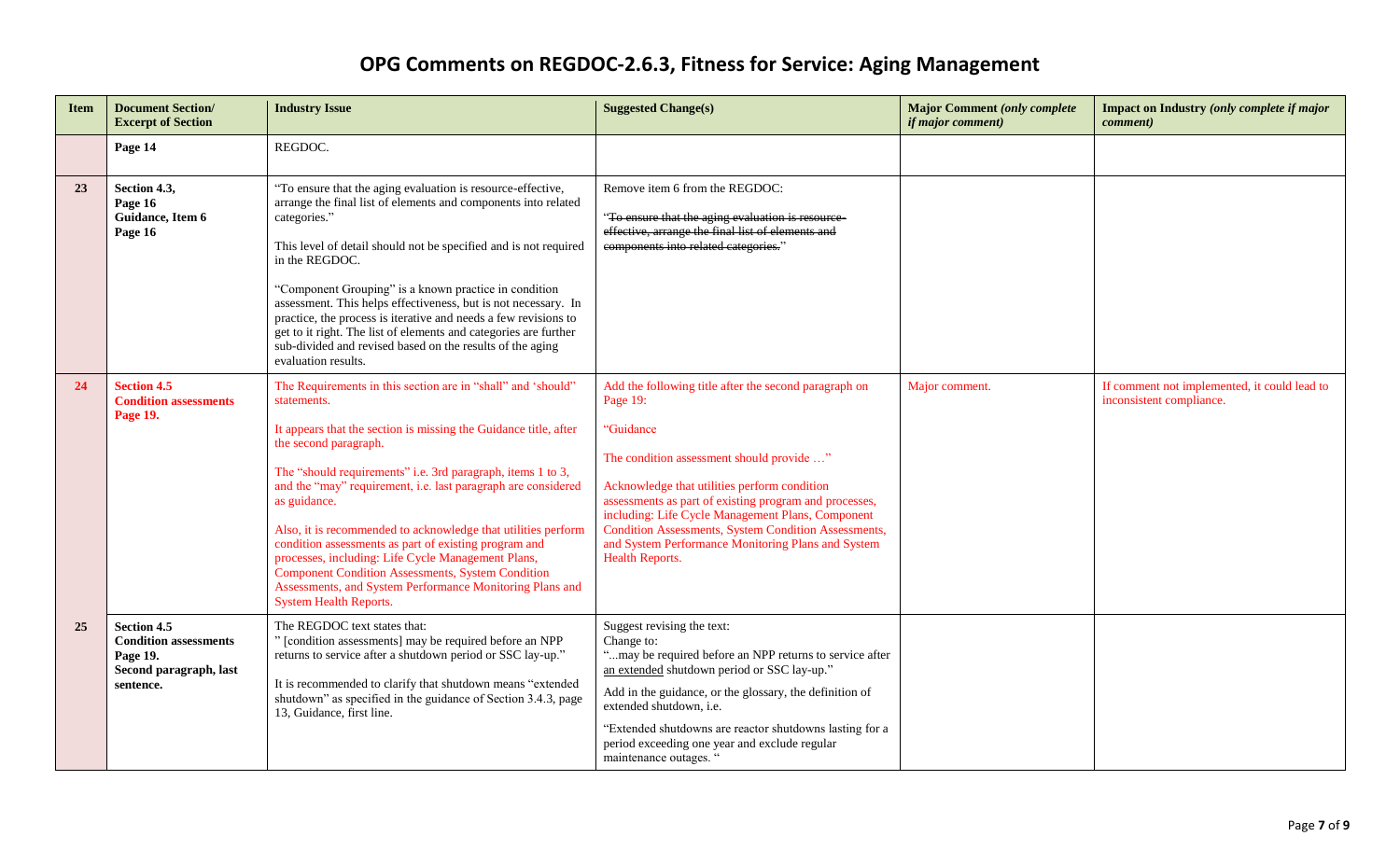# OPG Comments on REGDOC-2.6.3, Fitness for Service: Aging Management

| Item | Document Section/ Excerpt of Section | Industry Issue | Suggested Change(s) | Major Comment *(only complete if major comment)* | Impact on Industry *(only complete if major comment)* |
|---|---|---|---|---|---|
| | **Page 14** | REGDOC. | | | |
| **23** | **Section 4.3, Page 16 Guidance, Item 6 Page 16** | "To ensure that the aging evaluation is resource-effective, arrange the final list of elements and components into related categories."<br><br>This level of detail should not be specified and is not required in the REGDOC.<br><br>"Component Grouping" is a known practice in condition assessment. This helps effectiveness, but is not necessary. In practice, the process is iterative and needs a few revisions to get to it right. The list of elements and categories are further sub-divided and revised based on the results of the aging evaluation results. | Remove item 6 from the REGDOC:<br><br>"~~To ensure that the aging evaluation is resource-effective, arrange the final list of elements and components into related categories.~~" | | |
| **24** | **Section 4.5 Condition assessments Page 19.** | The Requirements in this section are in "shall" and 'should" statements.<br><br>It appears that the section is missing the Guidance title, after the second paragraph.<br><br>The "should requirements" i.e. 3rd paragraph, items 1 to 3, and the "may" requirement, i.e. last paragraph are considered as guidance.<br><br>Also, it is recommended to acknowledge that utilities perform condition assessments as part of existing program and processes, including: Life Cycle Management Plans, Component Condition Assessments, System Condition Assessments, and System Performance Monitoring Plans and System Health Reports. | Add the following title after the second paragraph on Page 19:<br><br>"Guidance<br><br>The condition assessment should provide …"<br><br>Acknowledge that utilities perform condition assessments as part of existing program and processes, including: Life Cycle Management Plans, Component Condition Assessments, System Condition Assessments, and System Performance Monitoring Plans and System Health Reports. | Major comment. | If comment not implemented, it could lead to inconsistent compliance. |
| **25** | **Section 4.5 Condition assessments Page 19. Second paragraph, last sentence.** | The REGDOC text states that:<br>" [condition assessments] may be required before an NPP returns to service after a shutdown period or SSC lay-up."<br><br>It is recommended to clarify that shutdown means "extended shutdown" as specified in the guidance of Section 3.4.3, page 13, Guidance, first line. | Suggest revising the text:<br>Change to:<br>"...may be required before an NPP returns to service after <u>an extended</u> shutdown period or SSC lay-up."<br><br>Add in the guidance, or the glossary, the definition of extended shutdown, i.e.<br><br>"Extended shutdowns are reactor shutdowns lasting for a period exceeding one year and exclude regular maintenance outages. " | | |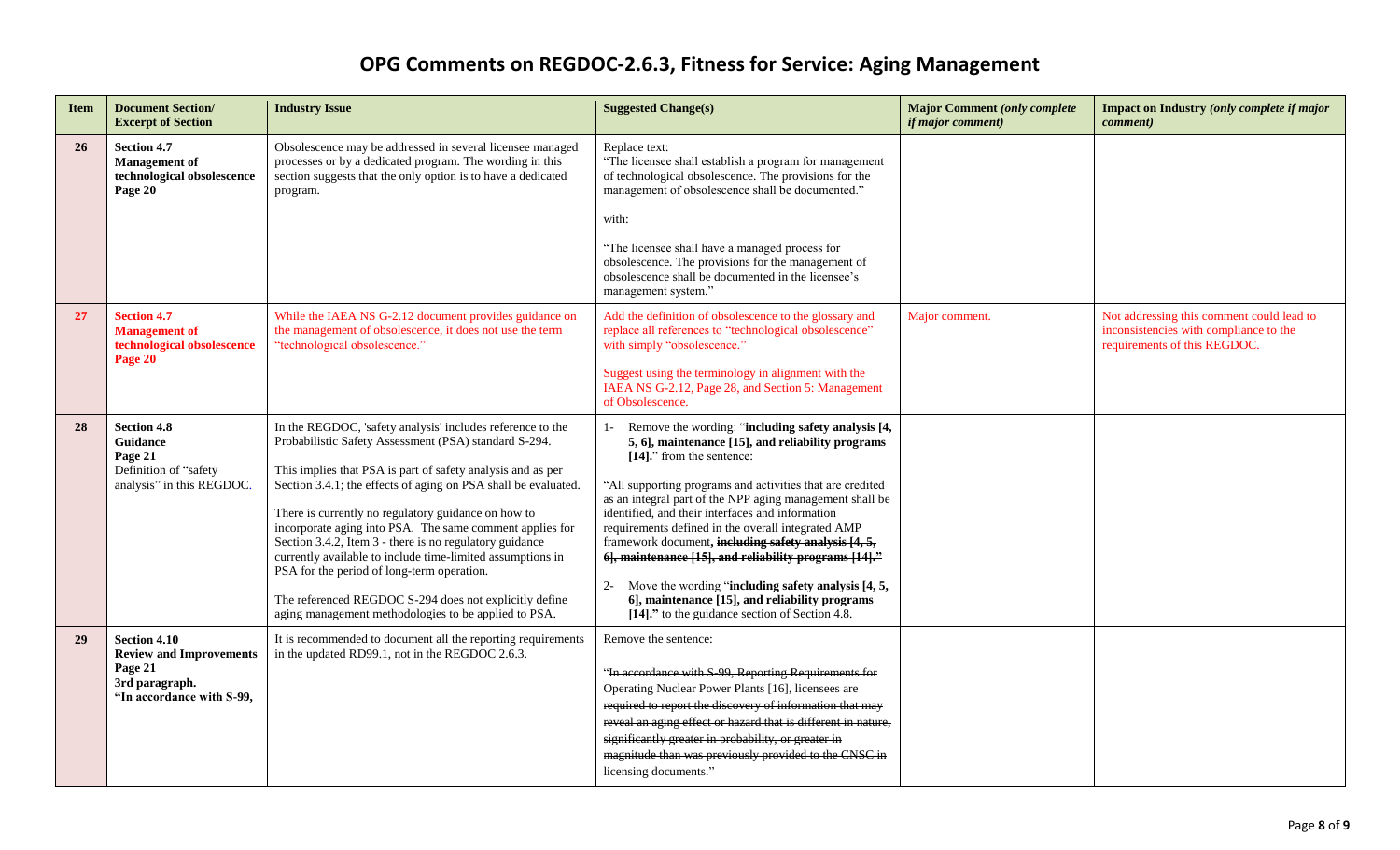# OPG Comments on REGDOC-2.6.3, Fitness for Service: Aging Management

| Item | Document Section/ Excerpt of Section | Industry Issue | Suggested Change(s) | Major Comment *(only complete if major comment)* | Impact on Industry *(only complete if major comment)* |
|---|---|---|---|---|---|
| **26** | **Section 4.7 Management of technological obsolescence Page 20** | Obsolescence may be addressed in several licensee managed processes or by a dedicated program. The wording in this section suggests that the only option is to have a dedicated program. | Replace text: "The licensee shall establish a program for management of technological obsolescence. The provisions for the management of obsolescence shall be documented." with: "The licensee shall have a managed process for obsolescence. The provisions for the management of obsolescence shall be documented in the licensee's management system." | | |
| **27** | **Section 4.7 Management of technological obsolescence Page 20** | While the IAEA NS G-2.12 document provides guidance on the management of obsolescence, it does not use the term "technological obsolescence." | Add the definition of obsolescence to the glossary and replace all references to "technological obsolescence" with simply "obsolescence." Suggest using the terminology in alignment with the IAEA NS G-2.12, Page 28, and Section 5: Management of Obsolescence. | Major comment. | Not addressing this comment could lead to inconsistencies with compliance to the requirements of this REGDOC. |
| **28** | **Section 4.8 Guidance Page 21** Definition of "safety analysis" in this REGDOC. | In the REGDOC, 'safety analysis' includes reference to the Probabilistic Safety Assessment (PSA) standard S-294. This implies that PSA is part of safety analysis and as per Section 3.4.1; the effects of aging on PSA shall be evaluated. There is currently no regulatory guidance on how to incorporate aging into PSA. The same comment applies for Section 3.4.2, Item 3 - there is no regulatory guidance currently available to include time-limited assumptions in PSA for the period of long-term operation. The referenced REGDOC S-294 does not explicitly define aging management methodologies to be applied to PSA. | 1- Remove the wording: "**including safety analysis [4, 5, 6], maintenance [15], and reliability programs [14].**" from the sentence: "All supporting programs and activities that are credited as an integral part of the NPP aging management shall be identified, and their interfaces and information requirements defined in the overall integrated AMP framework document~~**, including safety analysis [4, 5, 6], maintenance [15], and reliability programs [14].**"~~ 2- Move the wording "**including safety analysis [4, 5, 6], maintenance [15], and reliability programs [14].**" to the guidance section of Section 4.8. | | |
| **29** | **Section 4.10 Review and Improvements Page 21 3rd paragraph. "In accordance with S-99,** | It is recommended to document all the reporting requirements in the updated RD99.1, not in the REGDOC 2.6.3. | Remove the sentence: ~~"In accordance with S-99, Reporting Requirements for Operating Nuclear Power Plants [16], licensees are required to report the discovery of information that may reveal an aging effect or hazard that is different in nature, significantly greater in probability, or greater in magnitude than was previously provided to the CNSC in licensing documents."~~ | | |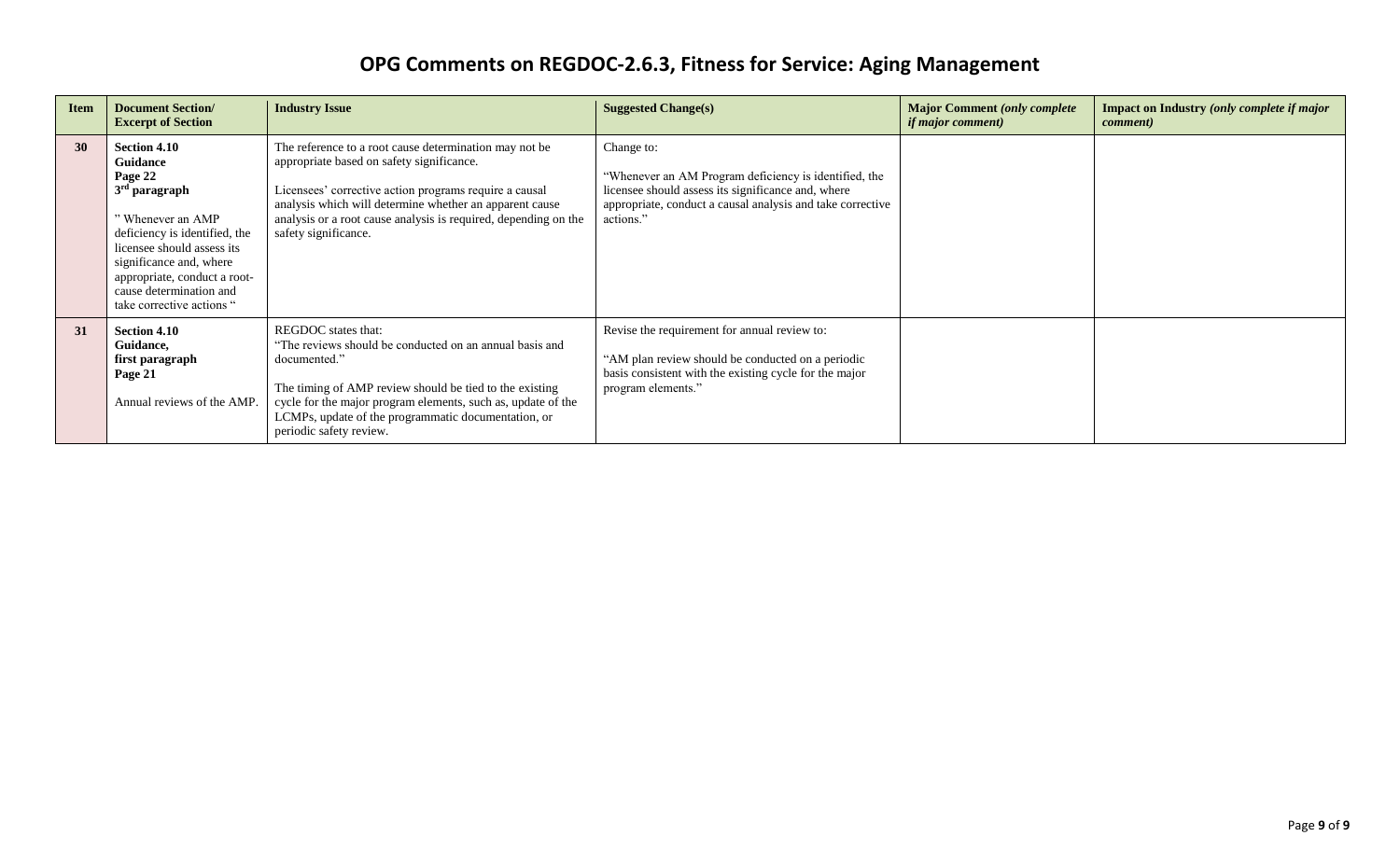# OPG Comments on REGDOC-2.6.3, Fitness for Service: Aging Management

| Item | Document Section/ Excerpt of Section | Industry Issue | Suggested Change(s) | Major Comment *(only complete if major comment)* | Impact on Industry *(only complete if major comment)* |
|---|---|---|---|---|---|
| **30** | **Section 4.10 Guidance Page 22 3rd paragraph**<br><br>" Whenever an AMP deficiency is identified, the licensee should assess its significance and, where appropriate, conduct a root-cause determination and take corrective actions " | The reference to a root cause determination may not be appropriate based on safety significance.<br><br>Licensees' corrective action programs require a causal analysis which will determine whether an apparent cause analysis or a root cause analysis is required, depending on the safety significance. | Change to:<br><br>"Whenever an AM Program deficiency is identified, the licensee should assess its significance and, where appropriate, conduct a causal analysis and take corrective actions." | | |
| **31** | **Section 4.10 Guidance, first paragraph Page 21**<br><br>Annual reviews of the AMP. | REGDOC states that:<br>"The reviews should be conducted on an annual basis and documented."<br><br>The timing of AMP review should be tied to the existing cycle for the major program elements, such as, update of the LCMPs, update of the programmatic documentation, or periodic safety review. | Revise the requirement for annual review to:<br><br>"AM plan review should be conducted on a periodic basis consistent with the existing cycle for the major program elements." | | |